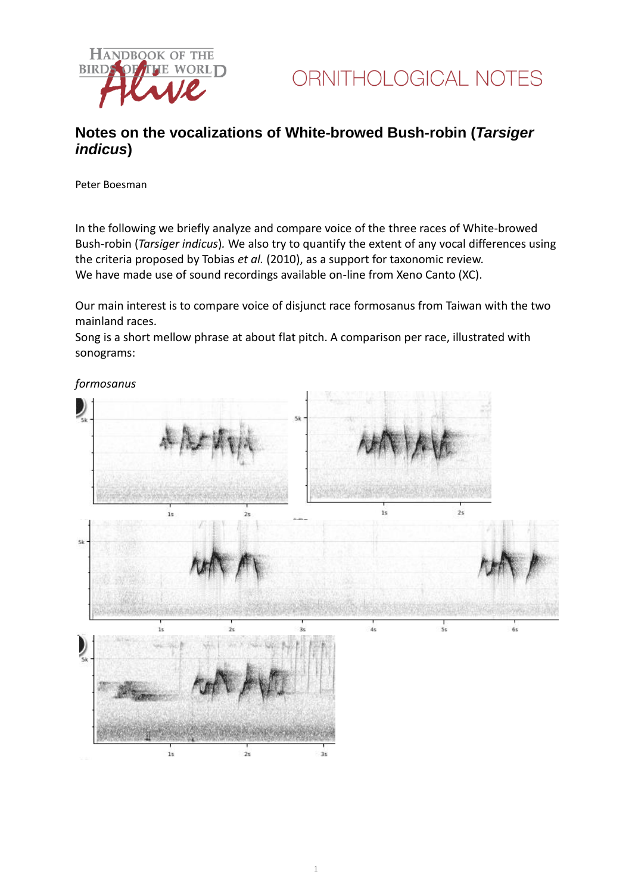# Notes on the vocalizations of White-browed Bush-robin (*Tarsiger indicus*)

Peter Boesman

In the following we briefly analyze and compare voice of the three races of White-browed Bush-robin (*Tarsiger indicus*). We also try to quantify the extent of any vocal differences using the criteria proposed by Tobias *et al.* (2010), as a support for taxonomic review.
We have made use of sound recordings available on-line from Xeno Canto (XC).

Our main interest is to compare voice of disjunct race formosanus from Taiwan with the two mainland races.
Song is a short mellow phrase at about flat pitch. A comparison per race, illustrated with sonograms:

*formosanus*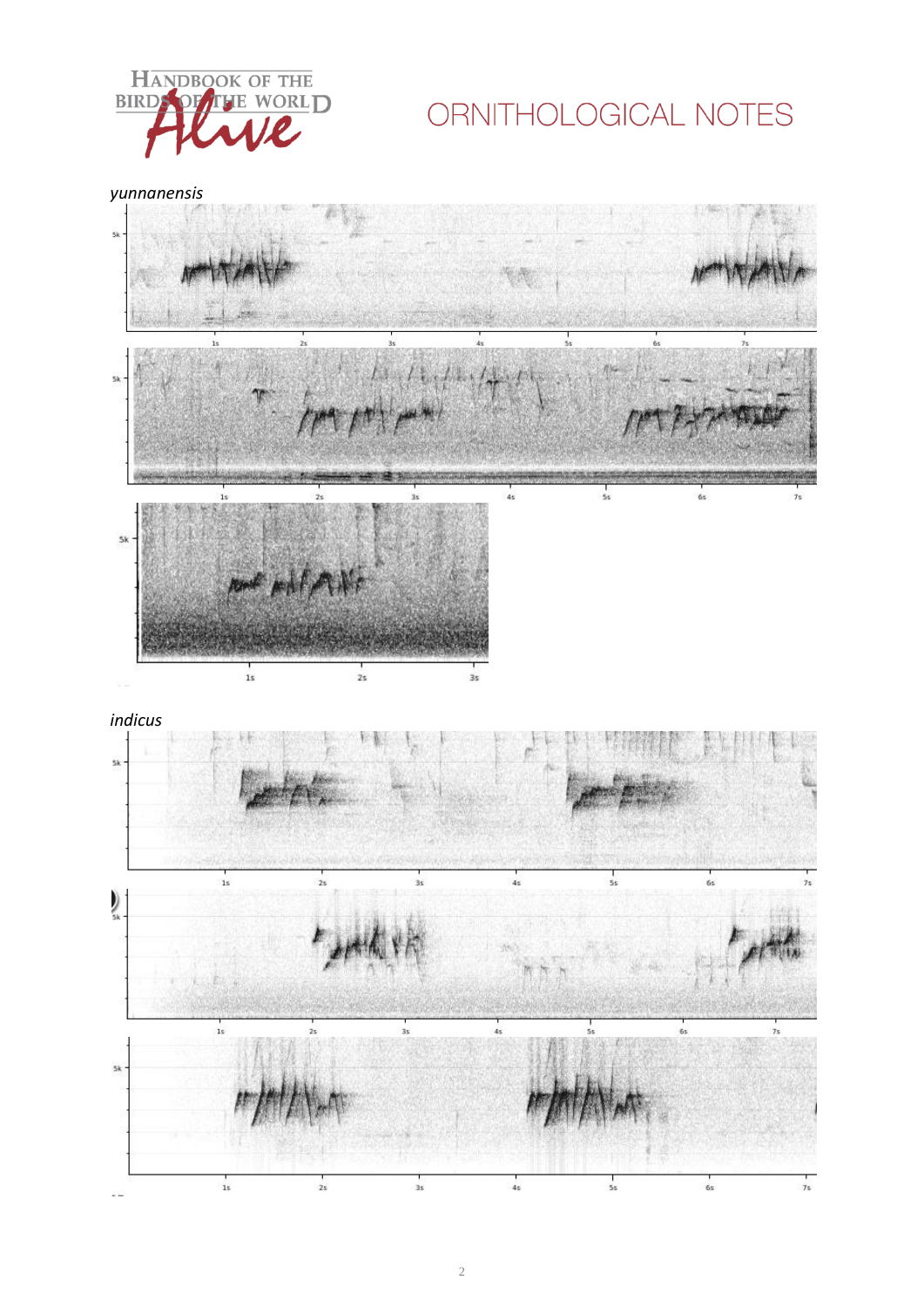*yunnanensis*

*indicus*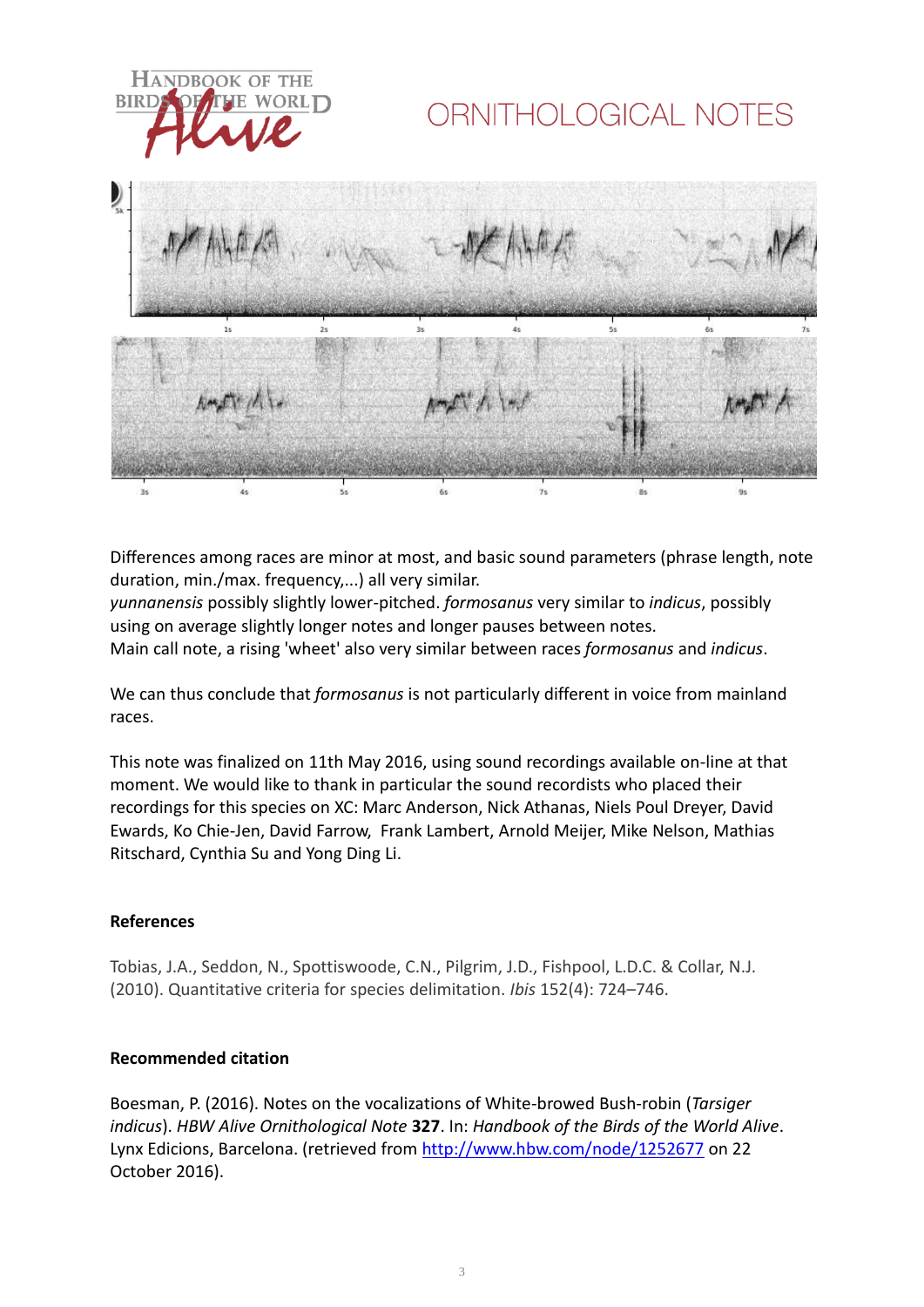Differences among races are minor at most, and basic sound parameters (phrase length, note duration, min./max. frequency,...) all very similar.
*yunnanensis* possibly slightly lower-pitched. *formosanus* very similar to *indicus*, possibly using on average slightly longer notes and longer pauses between notes.
Main call note, a rising 'wheet' also very similar between races *formosanus* and *indicus*.

We can thus conclude that *formosanus* is not particularly different in voice from mainland races.

This note was finalized on 11th May 2016, using sound recordings available on-line at that moment. We would like to thank in particular the sound recordists who placed their recordings for this species on XC: Marc Anderson, Nick Athanas, Niels Poul Dreyer, David Ewards, Ko Chie-Jen, David Farrow, Frank Lambert, Arnold Meijer, Mike Nelson, Mathias Ritschard, Cynthia Su and Yong Ding Li.

**References**

Tobias, J.A., Seddon, N., Spottiswoode, C.N., Pilgrim, J.D., Fishpool, L.D.C. & Collar, N.J. (2010). Quantitative criteria for species delimitation. *Ibis* 152(4): 724–746.

**Recommended citation**

Boesman, P. (2016). Notes on the vocalizations of White-browed Bush-robin (*Tarsiger indicus*). *HBW Alive Ornithological Note* **327**. In: *Handbook of the Birds of the World Alive*. Lynx Edicions, Barcelona. (retrieved from http://www.hbw.com/node/1252677 on 22 October 2016).